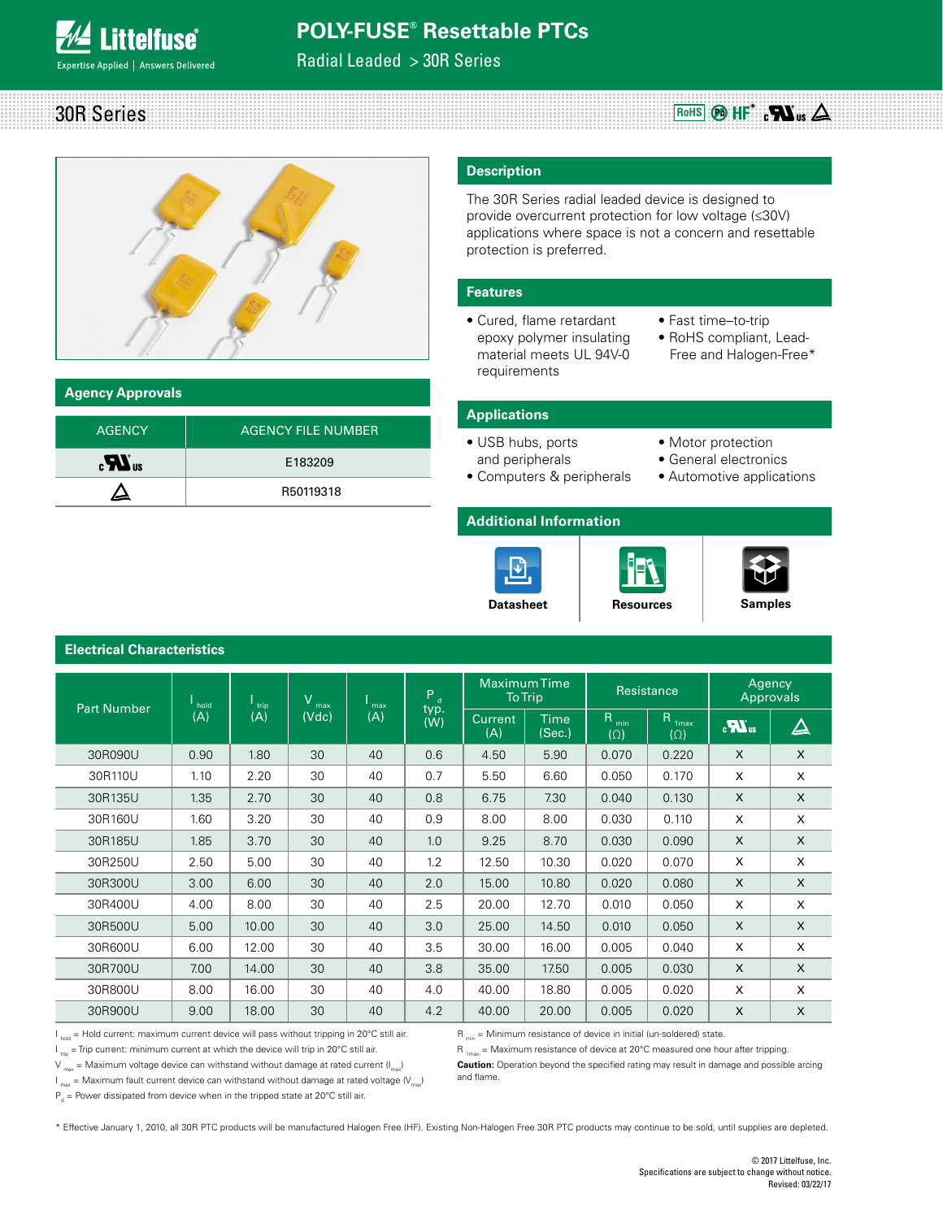# POLY-FUSE® Resettable PTCs

Radial Leaded > 30R Series

## 30R Series

RoHS Pb HF* cULus

## Agency Approvals

| AGENCY | AGENCY FILE NUMBER |
|---|---|
| cULus | E183209 |
| TÜV | R50119318 |

## Description

The 30R Series radial leaded device is designed to provide overcurrent protection for low voltage (≤30V) applications where space is not a concern and resettable protection is preferred.

## Features

- Cured, flame retardant epoxy polymer insulating material meets UL 94V-0 requirements
- Fast time–to-trip
- RoHS compliant, Lead-Free and Halogen-Free*

## Applications

- USB hubs, ports and peripherals
- Computers & peripherals
- Motor protection
- General electronics
- Automotive applications

## Additional Information

Datasheet | Resources | Samples

## Electrical Characteristics

| Part Number | $I_{hold}$ (A) | $I_{trip}$ (A) | $V_{max}$ (Vdc) | $I_{max}$ (A) | $P_d$ typ. (W) | Maximum Time To Trip | | Resistance | | Agency Approvals | |
|---|---|---|---|---|---|---|---|---|---|---|---|
| | | | | | | Current (A) | Time (Sec.) | $R_{min}$ (Ω) | $R_{1max}$ (Ω) | cULus | TÜV |
| 30R090U | 0.90 | 1.80 | 30 | 40 | 0.6 | 4.50 | 5.90 | 0.070 | 0.220 | X | X |
| 30R110U | 1.10 | 2.20 | 30 | 40 | 0.7 | 5.50 | 6.60 | 0.050 | 0.170 | X | X |
| 30R135U | 1.35 | 2.70 | 30 | 40 | 0.8 | 6.75 | 7.30 | 0.040 | 0.130 | X | X |
| 30R160U | 1.60 | 3.20 | 30 | 40 | 0.9 | 8.00 | 8.00 | 0.030 | 0.110 | X | X |
| 30R185U | 1.85 | 3.70 | 30 | 40 | 1.0 | 9.25 | 8.70 | 0.030 | 0.090 | X | X |
| 30R250U | 2.50 | 5.00 | 30 | 40 | 1.2 | 12.50 | 10.30 | 0.020 | 0.070 | X | X |
| 30R300U | 3.00 | 6.00 | 30 | 40 | 2.0 | 15.00 | 10.80 | 0.020 | 0.080 | X | X |
| 30R400U | 4.00 | 8.00 | 30 | 40 | 2.5 | 20.00 | 12.70 | 0.010 | 0.050 | X | X |
| 30R500U | 5.00 | 10.00 | 30 | 40 | 3.0 | 25.00 | 14.50 | 0.010 | 0.050 | X | X |
| 30R600U | 6.00 | 12.00 | 30 | 40 | 3.5 | 30.00 | 16.00 | 0.005 | 0.040 | X | X |
| 30R700U | 7.00 | 14.00 | 30 | 40 | 3.8 | 35.00 | 17.50 | 0.005 | 0.030 | X | X |
| 30R800U | 8.00 | 16.00 | 30 | 40 | 4.0 | 40.00 | 18.80 | 0.005 | 0.020 | X | X |
| 30R900U | 9.00 | 18.00 | 30 | 40 | 4.2 | 40.00 | 20.00 | 0.005 | 0.020 | X | X |

$I_{hold}$ = Hold current: maximum current device will pass without tripping in 20°C still air.
$I_{trip}$ = Trip current: minimum current at which the device will trip in 20°C still air.
$V_{max}$ = Maximum voltage device can withstand without damage at rated current ($I_{max}$)
$I_{max}$ = Maximum fault current device can withstand without damage at rated voltage ($V_{max}$)
$P_d$ = Power dissipated from device when in the tripped state at 20°C still air.

$R_{min}$ = Minimum resistance of device in initial (un-soldered) state.
$R_{1max}$ = Maximum resistance of device at 20°C measured one hour after tripping.
**Caution:** Operation beyond the specified rating may result in damage and possible arcing and flame.

\* Effective January 1, 2010, all 30R PTC products will be manufactured Halogen Free (HF). Existing Non-Halogen Free 30R PTC products may continue to be sold, until supplies are depleted.

© 2017 Littelfuse, Inc.
Specifications are subject to change without notice.
Revised: 03/22/17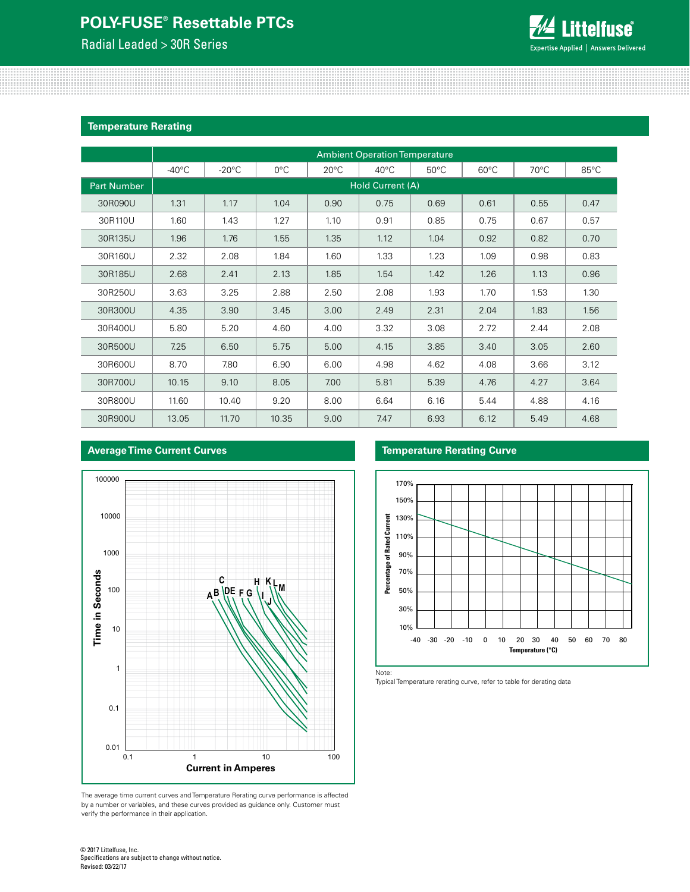## Temperature Rerating

| | Ambient Operation Temperature | | | | | | | | |
|---|---|---|---|---|---|---|---|---|---|
| | -40°C | -20°C | 0°C | 20°C | 40°C | 50°C | 60°C | 70°C | 85°C |
| Part Number | Hold Current (A) | | | | | | | | |
| 30R090U | 1.31 | 1.17 | 1.04 | 0.90 | 0.75 | 0.69 | 0.61 | 0.55 | 0.47 |
| 30R110U | 1.60 | 1.43 | 1.27 | 1.10 | 0.91 | 0.85 | 0.75 | 0.67 | 0.57 |
| 30R135U | 1.96 | 1.76 | 1.55 | 1.35 | 1.12 | 1.04 | 0.92 | 0.82 | 0.70 |
| 30R160U | 2.32 | 2.08 | 1.84 | 1.60 | 1.33 | 1.23 | 1.09 | 0.98 | 0.83 |
| 30R185U | 2.68 | 2.41 | 2.13 | 1.85 | 1.54 | 1.42 | 1.26 | 1.13 | 0.96 |
| 30R250U | 3.63 | 3.25 | 2.88 | 2.50 | 2.08 | 1.93 | 1.70 | 1.53 | 1.30 |
| 30R300U | 4.35 | 3.90 | 3.45 | 3.00 | 2.49 | 2.31 | 2.04 | 1.83 | 1.56 |
| 30R400U | 5.80 | 5.20 | 4.60 | 4.00 | 3.32 | 3.08 | 2.72 | 2.44 | 2.08 |
| 30R500U | 7.25 | 6.50 | 5.75 | 5.00 | 4.15 | 3.85 | 3.40 | 3.05 | 2.60 |
| 30R600U | 8.70 | 7.80 | 6.90 | 6.00 | 4.98 | 4.62 | 4.08 | 3.66 | 3.12 |
| 30R700U | 10.15 | 9.10 | 8.05 | 7.00 | 5.81 | 5.39 | 4.76 | 4.27 | 3.64 |
| 30R800U | 11.60 | 10.40 | 9.20 | 8.00 | 6.64 | 6.16 | 5.44 | 4.88 | 4.16 |
| 30R900U | 13.05 | 11.70 | 10.35 | 9.00 | 7.47 | 6.93 | 6.12 | 5.49 | 4.68 |

## Average Time Current Curves

The average time current curves and Temperature Rerating curve performance is affected by a number or variables, and these curves provided as guidance only. Customer must verify the performance in their application.

## Temperature Rerating Curve

Note:
Typical Temperature rerating curve, refer to table for derating data

© 2017 Littelfuse, Inc.
Specifications are subject to change without notice.
Revised: 03/22/17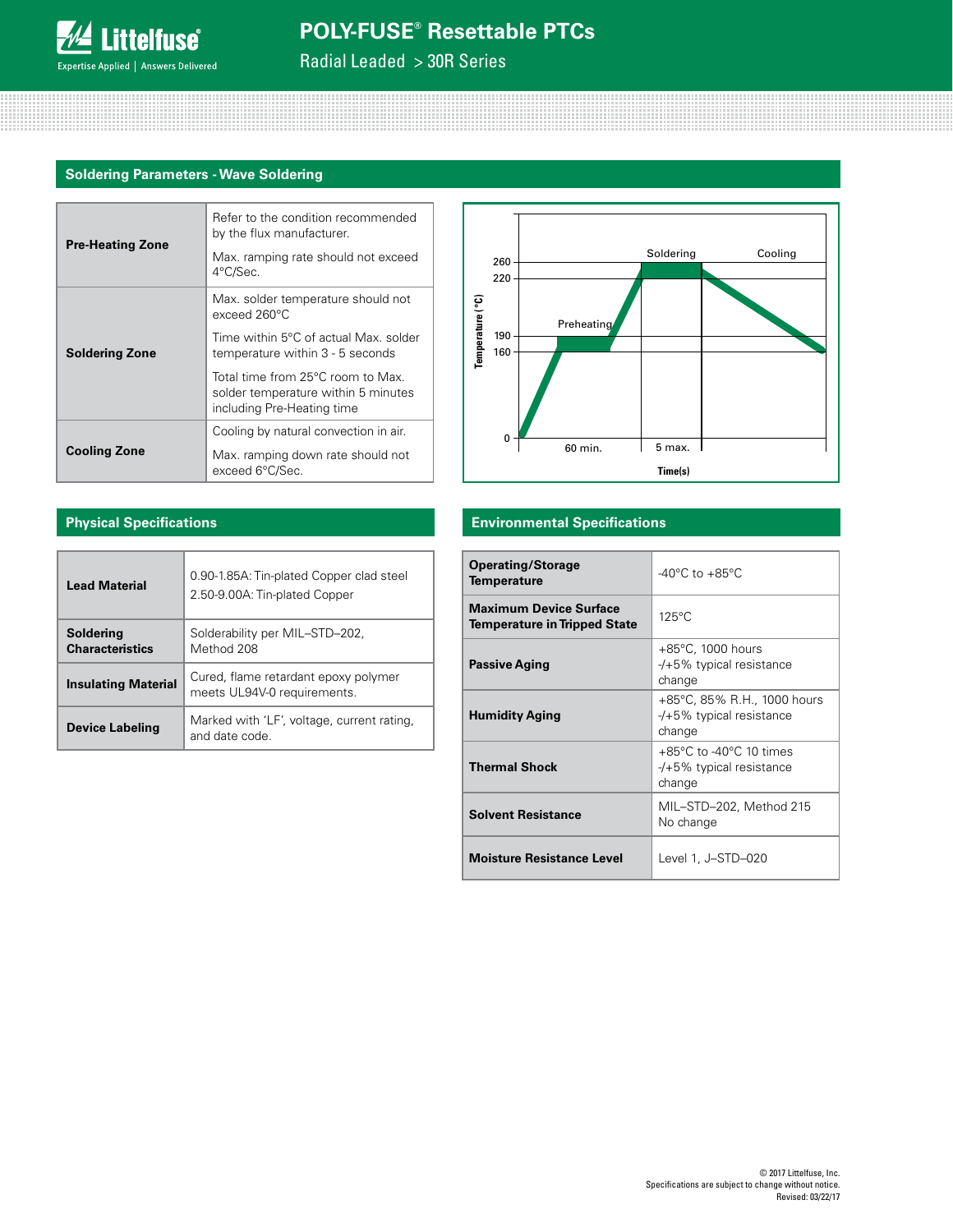## Soldering Parameters - Wave Soldering

| | |
|---|---|
| **Pre-Heating Zone** | Refer to the condition recommended by the flux manufacturer.<br>Max. ramping rate should not exceed 4°C/Sec. |
| **Soldering Zone** | Max. solder temperature should not exceed 260°C<br>Time within 5°C of actual Max. solder temperature within 3 - 5 seconds<br>Total time from 25°C room to Max. solder temperature within 5 minutes including Pre-Heating time |
| **Cooling Zone** | Cooling by natural convection in air.<br>Max. ramping down rate should not exceed 6°C/Sec. |

## Physical Specifications

| | |
|---|---|
| **Lead Material** | 0.90-1.85A: Tin-plated Copper clad steel<br>2.50-9.00A: Tin-plated Copper |
| **Soldering Characteristics** | Solderability per MIL–STD–202, Method 208 |
| **Insulating Material** | Cured, flame retardant epoxy polymer meets UL94V-0 requirements. |
| **Device Labeling** | Marked with 'LF', voltage, current rating, and date code. |

## Environmental Specifications

| | |
|---|---|
| **Operating/Storage Temperature** | -40°C to +85°C |
| **Maximum Device Surface Temperature in Tripped State** | 125°C |
| **Passive Aging** | +85°C, 1000 hours<br>-/+5% typical resistance change |
| **Humidity Aging** | +85°C, 85% R.H., 1000 hours<br>-/+5% typical resistance change |
| **Thermal Shock** | +85°C to -40°C 10 times<br>-/+5% typical resistance change |
| **Solvent Resistance** | MIL–STD–202, Method 215<br>No change |
| **Moisture Resistance Level** | Level 1, J–STD–020 |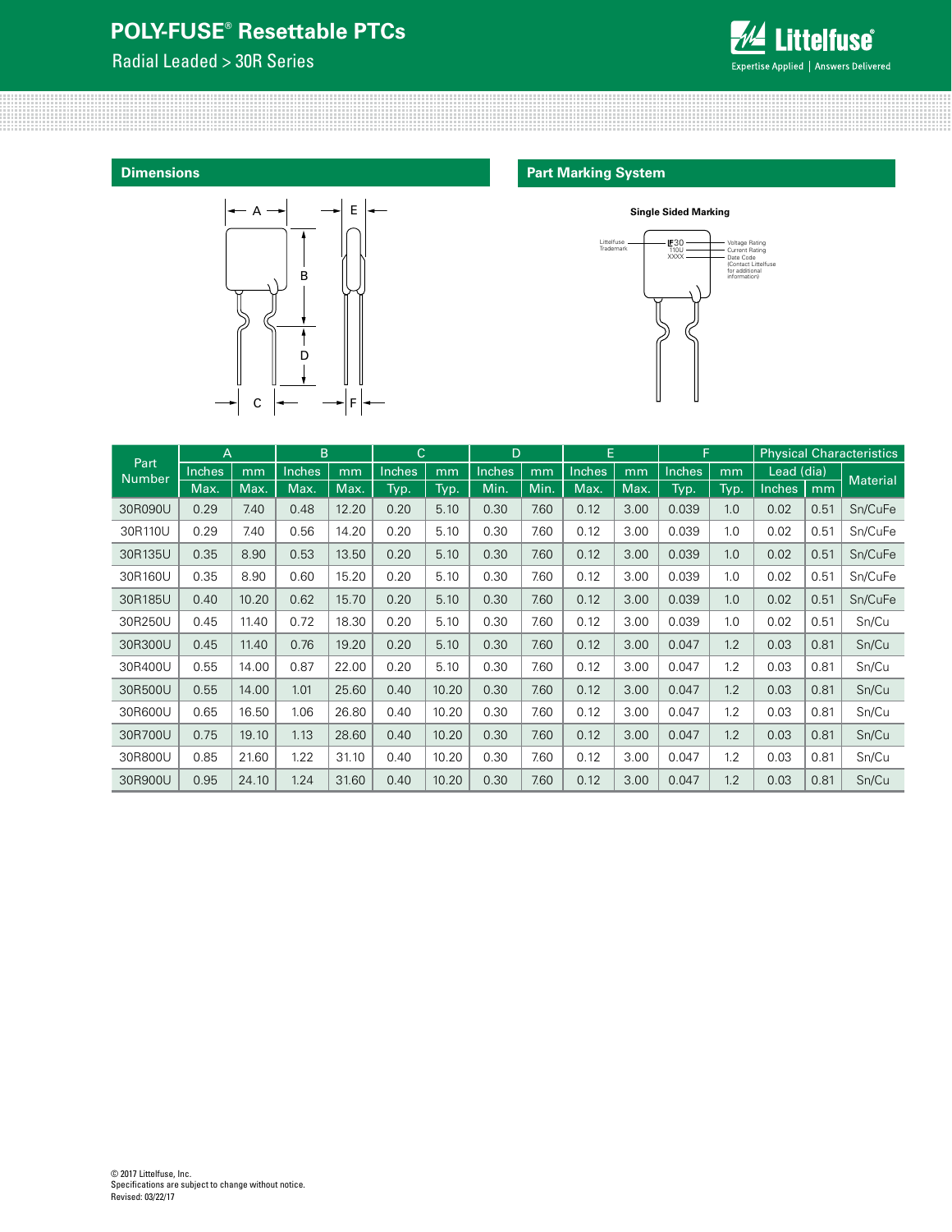## Dimensions

## Part Marking System

**Single Sided Marking**

Littelfuse Trademark — LF30 / 110U / XXXX — Voltage Rating, Current Rating, Date Code (Contact Littelfuse for additional information)

| Part Number | A | | B | | C | | D | | E | | F | | Physical Characteristics | | |
|---|---|---|---|---|---|---|---|---|---|---|---|---|---|---|---|
| | Inches | mm | Inches | mm | Inches | mm | Inches | mm | Inches | mm | Inches | mm | Lead (dia) | | Material |
| | Max. | Max. | Max. | Max. | Typ. | Typ. | Min. | Min. | Max. | Max. | Typ. | Typ. | Inches | mm | |
| 30R090U | 0.29 | 7.40 | 0.48 | 12.20 | 0.20 | 5.10 | 0.30 | 7.60 | 0.12 | 3.00 | 0.039 | 1.0 | 0.02 | 0.51 | Sn/CuFe |
| 30R110U | 0.29 | 7.40 | 0.56 | 14.20 | 0.20 | 5.10 | 0.30 | 7.60 | 0.12 | 3.00 | 0.039 | 1.0 | 0.02 | 0.51 | Sn/CuFe |
| 30R135U | 0.35 | 8.90 | 0.53 | 13.50 | 0.20 | 5.10 | 0.30 | 7.60 | 0.12 | 3.00 | 0.039 | 1.0 | 0.02 | 0.51 | Sn/CuFe |
| 30R160U | 0.35 | 8.90 | 0.60 | 15.20 | 0.20 | 5.10 | 0.30 | 7.60 | 0.12 | 3.00 | 0.039 | 1.0 | 0.02 | 0.51 | Sn/CuFe |
| 30R185U | 0.40 | 10.20 | 0.62 | 15.70 | 0.20 | 5.10 | 0.30 | 7.60 | 0.12 | 3.00 | 0.039 | 1.0 | 0.02 | 0.51 | Sn/CuFe |
| 30R250U | 0.45 | 11.40 | 0.72 | 18.30 | 0.20 | 5.10 | 0.30 | 7.60 | 0.12 | 3.00 | 0.039 | 1.0 | 0.02 | 0.51 | Sn/Cu |
| 30R300U | 0.45 | 11.40 | 0.76 | 19.20 | 0.20 | 5.10 | 0.30 | 7.60 | 0.12 | 3.00 | 0.047 | 1.2 | 0.03 | 0.81 | Sn/Cu |
| 30R400U | 0.55 | 14.00 | 0.87 | 22.00 | 0.20 | 5.10 | 0.30 | 7.60 | 0.12 | 3.00 | 0.047 | 1.2 | 0.03 | 0.81 | Sn/Cu |
| 30R500U | 0.55 | 14.00 | 1.01 | 25.60 | 0.40 | 10.20 | 0.30 | 7.60 | 0.12 | 3.00 | 0.047 | 1.2 | 0.03 | 0.81 | Sn/Cu |
| 30R600U | 0.65 | 16.50 | 1.06 | 26.80 | 0.40 | 10.20 | 0.30 | 7.60 | 0.12 | 3.00 | 0.047 | 1.2 | 0.03 | 0.81 | Sn/Cu |
| 30R700U | 0.75 | 19.10 | 1.13 | 28.60 | 0.40 | 10.20 | 0.30 | 7.60 | 0.12 | 3.00 | 0.047 | 1.2 | 0.03 | 0.81 | Sn/Cu |
| 30R800U | 0.85 | 21.60 | 1.22 | 31.10 | 0.40 | 10.20 | 0.30 | 7.60 | 0.12 | 3.00 | 0.047 | 1.2 | 0.03 | 0.81 | Sn/Cu |
| 30R900U | 0.95 | 24.10 | 1.24 | 31.60 | 0.40 | 10.20 | 0.30 | 7.60 | 0.12 | 3.00 | 0.047 | 1.2 | 0.03 | 0.81 | Sn/Cu |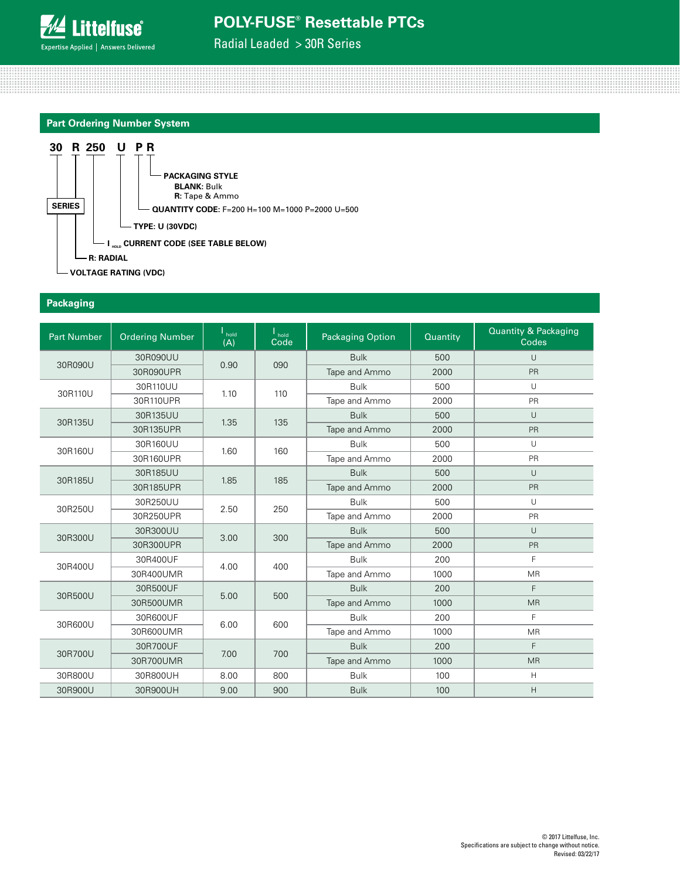## Part Ordering Number System

**30 R 250 U P R**

- **30** — **SERIES** — **VOLTAGE RATING (VDC)**
- **R** — **R: RADIAL**
- **250** — **$I_{HOLD}$ CURRENT CODE (SEE TABLE BELOW)**
- **U** — **TYPE: U (30VDC)**
- **P** — **QUANTITY CODE:** F=200 H=100 M=1000 P=2000 U=500
- **R** — **PACKAGING STYLE**
  - **BLANK:** Bulk
  - **R:** Tape & Ammo

## Packaging

| Part Number | Ordering Number | $I_{hold}$ (A) | $I_{hold}$ Code | Packaging Option | Quantity | Quantity & Packaging Codes |
|---|---|---|---|---|---|---|
| 30R090U | 30R090UU | 0.90 | 090 | Bulk | 500 | U |
| | 30R090UPR | | | Tape and Ammo | 2000 | PR |
| 30R110U | 30R110UU | 1.10 | 110 | Bulk | 500 | U |
| | 30R110UPR | | | Tape and Ammo | 2000 | PR |
| 30R135U | 30R135UU | 1.35 | 135 | Bulk | 500 | U |
| | 30R135UPR | | | Tape and Ammo | 2000 | PR |
| 30R160U | 30R160UU | 1.60 | 160 | Bulk | 500 | U |
| | 30R160UPR | | | Tape and Ammo | 2000 | PR |
| 30R185U | 30R185UU | 1.85 | 185 | Bulk | 500 | U |
| | 30R185UPR | | | Tape and Ammo | 2000 | PR |
| 30R250U | 30R250UU | 2.50 | 250 | Bulk | 500 | U |
| | 30R250UPR | | | Tape and Ammo | 2000 | PR |
| 30R300U | 30R300UU | 3.00 | 300 | Bulk | 500 | U |
| | 30R300UPR | | | Tape and Ammo | 2000 | PR |
| 30R400U | 30R400UF | 4.00 | 400 | Bulk | 200 | F |
| | 30R400UMR | | | Tape and Ammo | 1000 | MR |
| 30R500U | 30R500UF | 5.00 | 500 | Bulk | 200 | F |
| | 30R500UMR | | | Tape and Ammo | 1000 | MR |
| 30R600U | 30R600UF | 6.00 | 600 | Bulk | 200 | F |
| | 30R600UMR | | | Tape and Ammo | 1000 | MR |
| 30R700U | 30R700UF | 7.00 | 700 | Bulk | 200 | F |
| | 30R700UMR | | | Tape and Ammo | 1000 | MR |
| 30R800U | 30R800UH | 8.00 | 800 | Bulk | 100 | H |
| 30R900U | 30R900UH | 9.00 | 900 | Bulk | 100 | H |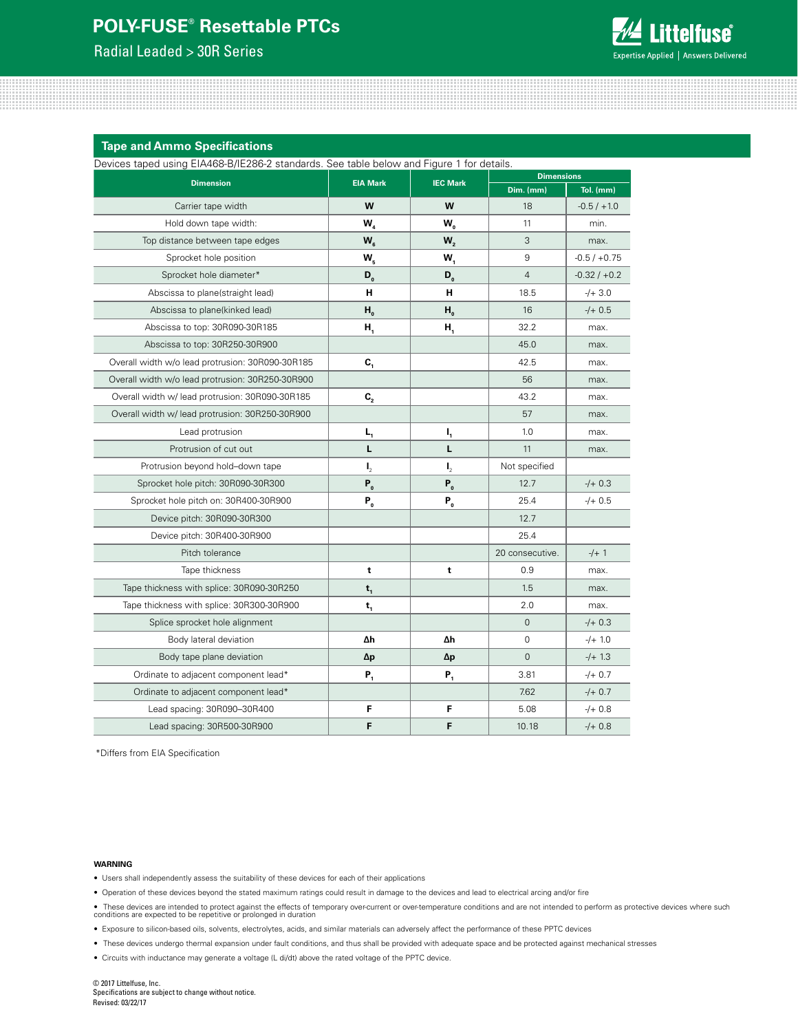# POLY-FUSE® Resettable PTCs

Radial Leaded > 30R Series

## Tape and Ammo Specifications

Devices taped using EIA468-B/IE286-2 standards. See table below and Figure 1 for details.

| Dimension | EIA Mark | IEC Mark | Dimensions | |
|---|---|---|---|---|
| | | | Dim. (mm) | Tol. (mm) |
| Carrier tape width | W | W | 18 | -0.5 / +1.0 |
| Hold down tape width: | $W_4$ | $W_0$ | 11 | min. |
| Top distance between tape edges | $W_6$ | $W_2$ | 3 | max. |
| Sprocket hole position | $W_5$ | $W_1$ | 9 | -0.5 / +0.75 |
| Sprocket hole diameter* | $D_0$ | $D_0$ | 4 | -0.32 / +0.2 |
| Abscissa to plane(straight lead) | H | H | 18.5 | -/+ 3.0 |
| Abscissa to plane(kinked lead) | $H_0$ | $H_0$ | 16 | -/+ 0.5 |
| Abscissa to top: 30R090-30R185 | $H_1$ | $H_1$ | 32.2 | max. |
| Abscissa to top: 30R250-30R900 | | | 45.0 | max. |
| Overall width w/o lead protrusion: 30R090-30R185 | $C_1$ | | 42.5 | max. |
| Overall width w/o lead protrusion: 30R250-30R900 | | | 56 | max. |
| Overall width w/ lead protrusion: 30R090-30R185 | $C_2$ | | 43.2 | max. |
| Overall width w/ lead protrusion: 30R250-30R900 | | | 57 | max. |
| Lead protrusion | $L_1$ | $l_1$ | 1.0 | max. |
| Protrusion of cut out | L | L | 11 | max. |
| Protrusion beyond hold–down tape | $l_2$ | $l_2$ | Not specified | |
| Sprocket hole pitch: 30R090-30R300 | $P_0$ | $P_0$ | 12.7 | -/+ 0.3 |
| Sprocket hole pitch on: 30R400-30R900 | $P_0$ | $P_0$ | 25.4 | -/+ 0.5 |
| Device pitch: 30R090-30R300 | | | 12.7 | |
| Device pitch: 30R400-30R900 | | | 25.4 | |
| Pitch tolerance | | | 20 consecutive. | -/+ 1 |
| Tape thickness | t | t | 0.9 | max. |
| Tape thickness with splice: 30R090-30R250 | $t_1$ | | 1.5 | max. |
| Tape thickness with splice: 30R300-30R900 | $t_1$ | | 2.0 | max. |
| Splice sprocket hole alignment | | | 0 | -/+ 0.3 |
| Body lateral deviation | Δh | Δh | 0 | -/+ 1.0 |
| Body tape plane deviation | Δp | Δp | 0 | -/+ 1.3 |
| Ordinate to adjacent component lead* | $P_1$ | $P_1$ | 3.81 | -/+ 0.7 |
| Ordinate to adjacent component lead* | | | 7.62 | -/+ 0.7 |
| Lead spacing: 30R090–30R400 | F | F | 5.08 | -/+ 0.8 |
| Lead spacing: 30R500-30R900 | F | F | 10.18 | -/+ 0.8 |

*Differs from EIA Specification

**WARNING**

- Users shall independently assess the suitability of these devices for each of their applications
- Operation of these devices beyond the stated maximum ratings could result in damage to the devices and lead to electrical arcing and/or fire
- These devices are intended to protect against the effects of temporary over-current or over-temperature conditions and are not intended to perform as protective devices where such conditions are expected to be repetitive or prolonged in duration
- Exposure to silicon-based oils, solvents, electrolytes, acids, and similar materials can adversely affect the performance of these PPTC devices
- These devices undergo thermal expansion under fault conditions, and thus shall be provided with adequate space and be protected against mechanical stresses
- Circuits with inductance may generate a voltage (L di/dt) above the rated voltage of the PPTC device.

© 2017 Littelfuse, Inc.
Specifications are subject to change without notice.
Revised: 03/22/17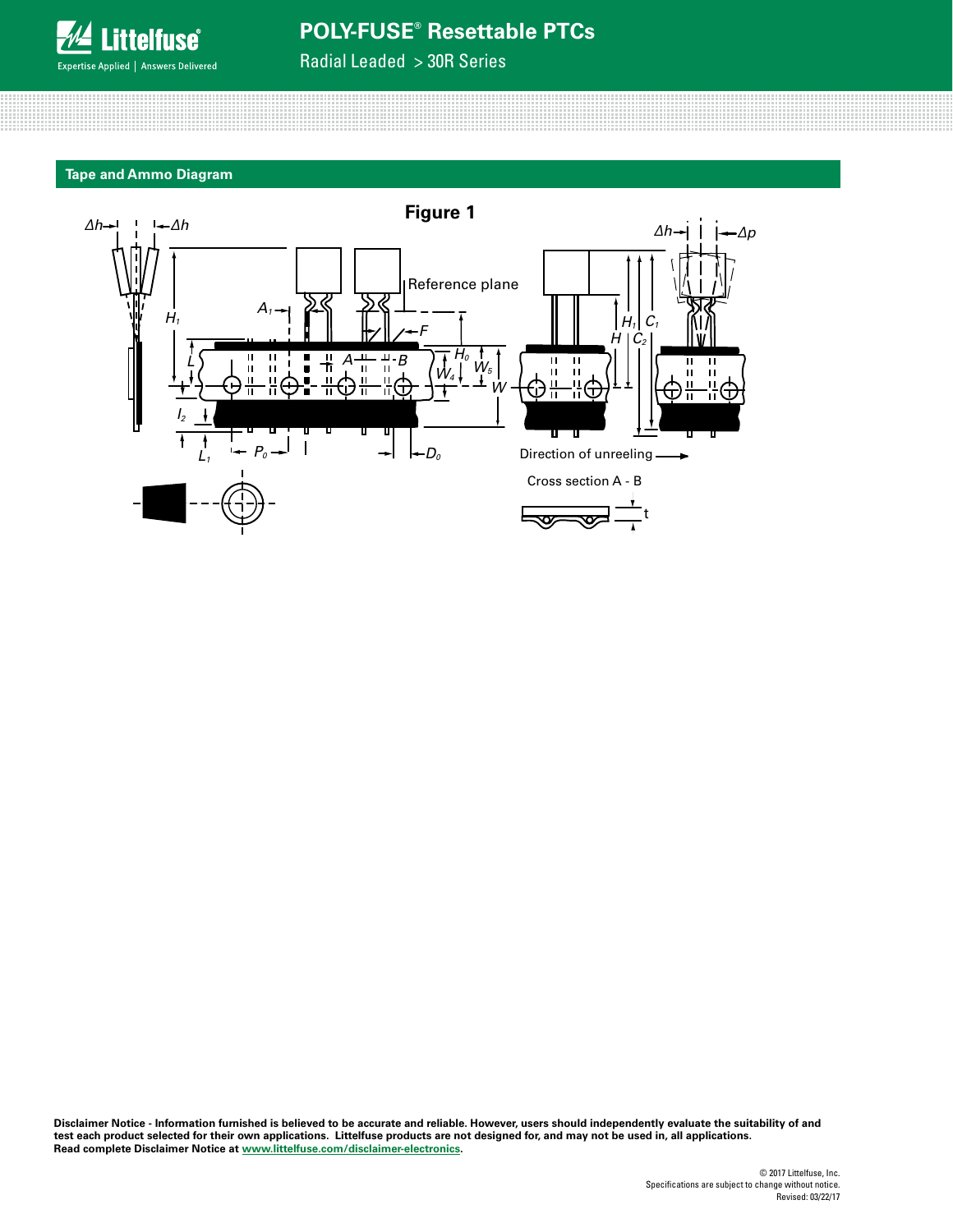## Tape and Ammo Diagram

**Figure 1**

Δh Δh Δh Δp

Reference plane

$A_1$ $H_1$ $L$ $l_2$ $L_1$ $P_0$ $A$ $B$ $F$ $H_0$ $W_4$ $W_5$ $W$ $D_0$ $H_1$ $H$ $C_1$ $C_2$

Direction of unreeling

Cross section A - B

t

**Disclaimer Notice - Information furnished is believed to be accurate and reliable. However, users should independently evaluate the suitability of and test each product selected for their own applications. Littelfuse products are not designed for, and may not be used in, all applications. Read complete Disclaimer Notice at www.littelfuse.com/disclaimer-electronics.**

© 2017 Littelfuse, Inc.
Specifications are subject to change without notice.
Revised: 03/22/17